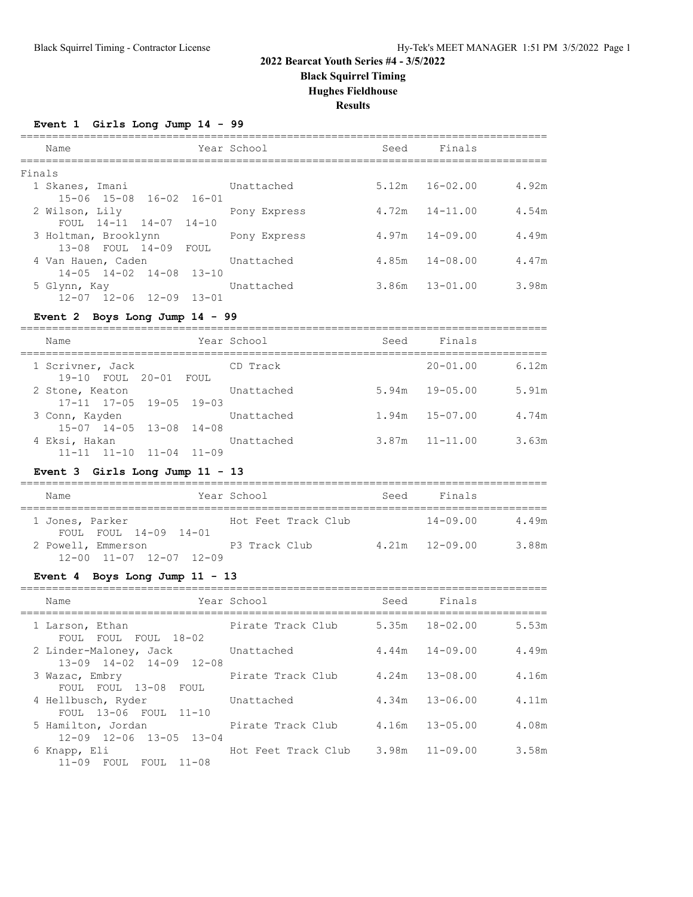# 2022 Bearcat Youth Series #4 - 3/5/2022

## Black Squirrel Timing

## Hughes Fieldhouse

## Results

### Event 1 Girls Long Jump 14 - 99

| Name | Year | School | Seed | Finals | |
|---|---|---|---|---|---|
| **Finals** | | | | | |
| 1 Skanes, Imani | | Unattached | 5.12m | 16-02.00 | 4.92m |
| 15-06 15-08 16-02 16-01 | | | | | |
| 2 Wilson, Lily | | Pony Express | 4.72m | 14-11.00 | 4.54m |
| FOUL 14-11 14-07 14-10 | | | | | |
| 3 Holtman, Brooklynn | | Pony Express | 4.97m | 14-09.00 | 4.49m |
| 13-08 FOUL 14-09 FOUL | | | | | |
| 4 Van Hauen, Caden | | Unattached | 4.85m | 14-08.00 | 4.47m |
| 14-05 14-02 14-08 13-10 | | | | | |
| 5 Glynn, Kay | | Unattached | 3.86m | 13-01.00 | 3.98m |
| 12-07 12-06 12-09 13-01 | | | | | |

### Event 2 Boys Long Jump 14 - 99

| Name | Year | School | Seed | Finals | |
|---|---|---|---|---|---|
| 1 Scrivner, Jack | | CD Track | | 20-01.00 | 6.12m |
| 19-10 FOUL 20-01 FOUL | | | | | |
| 2 Stone, Keaton | | Unattached | 5.94m | 19-05.00 | 5.91m |
| 17-11 17-05 19-05 19-03 | | | | | |
| 3 Conn, Kayden | | Unattached | 1.94m | 15-07.00 | 4.74m |
| 15-07 14-05 13-08 14-08 | | | | | |
| 4 Eksi, Hakan | | Unattached | 3.87m | 11-11.00 | 3.63m |
| 11-11 11-10 11-04 11-09 | | | | | |

### Event 3 Girls Long Jump 11 - 13

| Name | Year | School | Seed | Finals | |
|---|---|---|---|---|---|
| 1 Jones, Parker | | Hot Feet Track Club | | 14-09.00 | 4.49m |
| FOUL FOUL 14-09 14-01 | | | | | |
| 2 Powell, Emmerson | | P3 Track Club | 4.21m | 12-09.00 | 3.88m |
| 12-00 11-07 12-07 12-09 | | | | | |

### Event 4 Boys Long Jump 11 - 13

| Name | Year | School | Seed | Finals | |
|---|---|---|---|---|---|
| 1 Larson, Ethan | | Pirate Track Club | 5.35m | 18-02.00 | 5.53m |
| FOUL FOUL FOUL 18-02 | | | | | |
| 2 Linder-Maloney, Jack | | Unattached | 4.44m | 14-09.00 | 4.49m |
| 13-09 14-02 14-09 12-08 | | | | | |
| 3 Wazac, Embry | | Pirate Track Club | 4.24m | 13-08.00 | 4.16m |
| FOUL FOUL 13-08 FOUL | | | | | |
| 4 Hellbusch, Ryder | | Unattached | 4.34m | 13-06.00 | 4.11m |
| FOUL 13-06 FOUL 11-10 | | | | | |
| 5 Hamilton, Jordan | | Pirate Track Club | 4.16m | 13-05.00 | 4.08m |
| 12-09 12-06 13-05 13-04 | | | | | |
| 6 Knapp, Eli | | Hot Feet Track Club | 3.98m | 11-09.00 | 3.58m |
| 11-09 FOUL FOUL 11-08 | | | | | |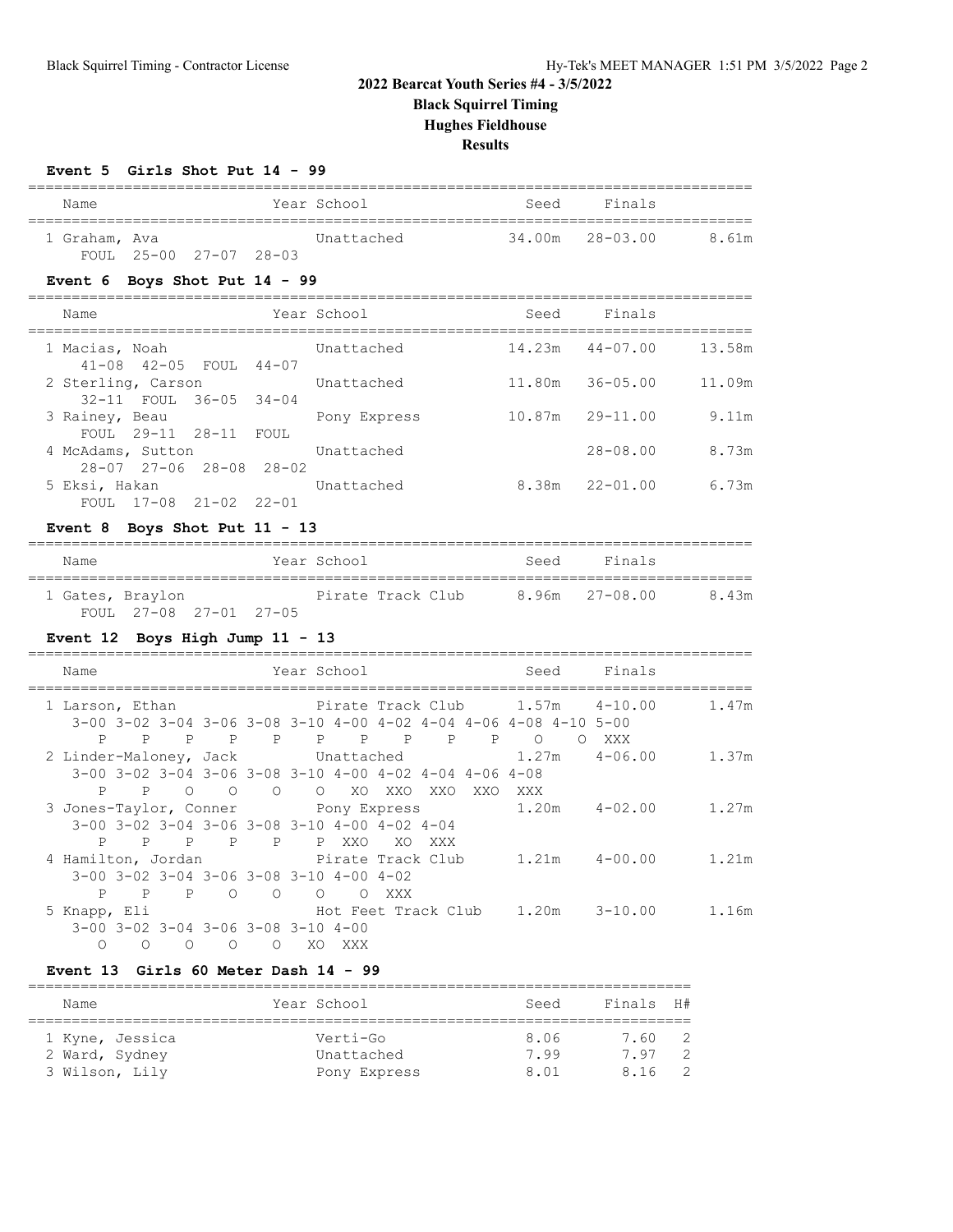# 2022 Bearcat Youth Series #4 - 3/5/2022

## Black Squirrel Timing

## Hughes Fieldhouse

## Results

### Event 5 Girls Shot Put 14 - 99

| Name | Year | School | Seed | Finals | |
|---|---|---|---|---|---|
| 1 Graham, Ava | | Unattached | 34.00m | 28-03.00 | 8.61m |
| FOUL 25-00 27-07 28-03 | | | | | |

### Event 6 Boys Shot Put 14 - 99

| Name | Year | School | Seed | Finals | |
|---|---|---|---|---|---|
| 1 Macias, Noah | | Unattached | 14.23m | 44-07.00 | 13.58m |
| 41-08 42-05 FOUL 44-07 | | | | | |
| 2 Sterling, Carson | | Unattached | 11.80m | 36-05.00 | 11.09m |
| 32-11 FOUL 36-05 34-04 | | | | | |
| 3 Rainey, Beau | | Pony Express | 10.87m | 29-11.00 | 9.11m |
| FOUL 29-11 28-11 FOUL | | | | | |
| 4 McAdams, Sutton | | Unattached | | 28-08.00 | 8.73m |
| 28-07 27-06 28-08 28-02 | | | | | |
| 5 Eksi, Hakan | | Unattached | 8.38m | 22-01.00 | 6.73m |
| FOUL 17-08 21-02 22-01 | | | | | |

### Event 8 Boys Shot Put 11 - 13

| Name | Year | School | Seed | Finals | |
|---|---|---|---|---|---|
| 1 Gates, Braylon | | Pirate Track Club | 8.96m | 27-08.00 | 8.43m |
| FOUL 27-08 27-01 27-05 | | | | | |

### Event 12 Boys High Jump 11 - 13

| Name | Year | School | Seed | Finals | |
|---|---|---|---|---|---|
| 1 Larson, Ethan | | Pirate Track Club | 1.57m | 4-10.00 | 1.47m |
| 2 Linder-Maloney, Jack | | Unattached | 1.27m | 4-06.00 | 1.37m |
| 3 Jones-Taylor, Conner | | Pony Express | 1.20m | 4-02.00 | 1.27m |
| 4 Hamilton, Jordan | | Pirate Track Club | 1.21m | 4-00.00 | 1.21m |
| 5 Knapp, Eli | | Hot Feet Track Club | 1.20m | 3-10.00 | 1.16m |

1 Larson, Ethan:

| 3-00 | 3-02 | 3-04 | 3-06 | 3-08 | 3-10 | 4-00 | 4-02 | 4-04 | 4-06 | 4-08 | 4-10 | 5-00 |
|---|---|---|---|---|---|---|---|---|---|---|---|---|
| P | P | P | P | P | P | P | P | P | P | O | O | XXX |

2 Linder-Maloney, Jack:

| 3-00 | 3-02 | 3-04 | 3-06 | 3-08 | 3-10 | 4-00 | 4-02 | 4-04 | 4-06 | 4-08 |
|---|---|---|---|---|---|---|---|---|---|---|
| P | P | O | O | O | O | XO | XXO | XXO | XXO | XXX |

3 Jones-Taylor, Conner:

| 3-00 | 3-02 | 3-04 | 3-06 | 3-08 | 3-10 | 4-00 | 4-02 | 4-04 |
|---|---|---|---|---|---|---|---|---|
| P | P | P | P | P | P | XXO | XO | XXX |

4 Hamilton, Jordan:

| 3-00 | 3-02 | 3-04 | 3-06 | 3-08 | 3-10 | 4-00 | 4-02 |
|---|---|---|---|---|---|---|---|
| P | P | P | O | O | O | O | XXX |

5 Knapp, Eli:

| 3-00 | 3-02 | 3-04 | 3-06 | 3-08 | 3-10 | 4-00 |
|---|---|---|---|---|---|---|
| O | O | O | O | O | XO | XXX |

### Event 13 Girls 60 Meter Dash 14 - 99

| Name | Year | School | Seed | Finals | H# |
|---|---|---|---|---|---|
| 1 Kyne, Jessica | | Verti-Go | 8.06 | 7.60 | 2 |
| 2 Ward, Sydney | | Unattached | 7.99 | 7.97 | 2 |
| 3 Wilson, Lily | | Pony Express | 8.01 | 8.16 | 2 |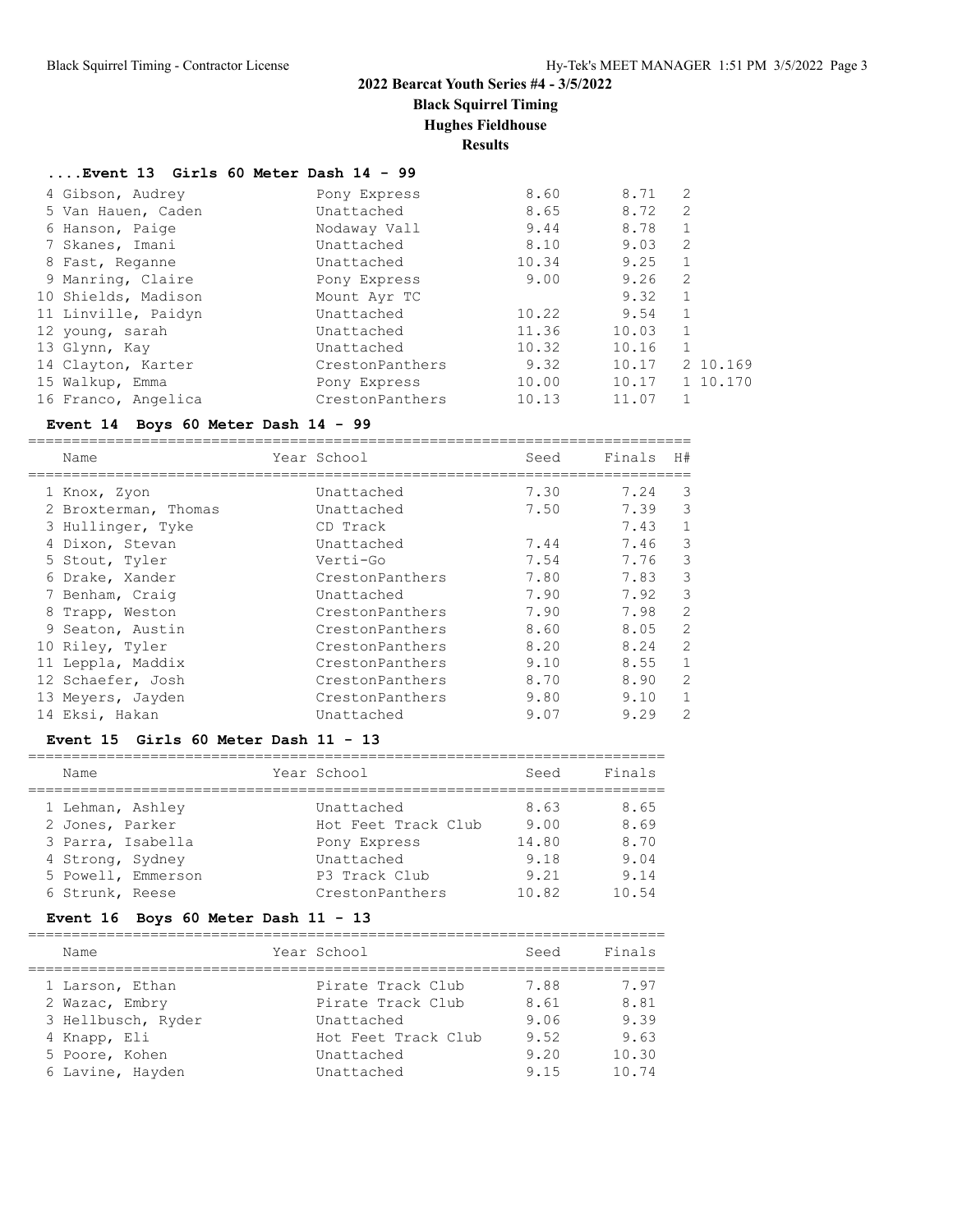# 2022 Bearcat Youth Series #4 - 3/5/2022

## Black Squirrel Timing

## Hughes Fieldhouse

## Results

### ....Event 13 Girls 60 Meter Dash 14 - 99

| Place | Name | Year | School | Seed | Finals | H# | |
|---|---|---|---|---|---|---|---|
| 4 | Gibson, Audrey | | Pony Express | 8.60 | 8.71 | 2 | |
| 5 | Van Hauen, Caden | | Unattached | 8.65 | 8.72 | 2 | |
| 6 | Hanson, Paige | | Nodaway Vall | 9.44 | 8.78 | 1 | |
| 7 | Skanes, Imani | | Unattached | 8.10 | 9.03 | 2 | |
| 8 | Fast, Reganne | | Unattached | 10.34 | 9.25 | 1 | |
| 9 | Manring, Claire | | Pony Express | 9.00 | 9.26 | 2 | |
| 10 | Shields, Madison | | Mount Ayr TC | | 9.32 | 1 | |
| 11 | Linville, Paidyn | | Unattached | 10.22 | 9.54 | 1 | |
| 12 | young, sarah | | Unattached | 11.36 | 10.03 | 1 | |
| 13 | Glynn, Kay | | Unattached | 10.32 | 10.16 | 1 | |
| 14 | Clayton, Karter | | CrestonPanthers | 9.32 | 10.17 | 2 | 10.169 |
| 15 | Walkup, Emma | | Pony Express | 10.00 | 10.17 | 1 | 10.170 |
| 16 | Franco, Angelica | | CrestonPanthers | 10.13 | 11.07 | 1 | |

### Event 14 Boys 60 Meter Dash 14 - 99

| Place | Name | Year | School | Seed | Finals | H# |
|---|---|---|---|---|---|---|
| 1 | Knox, Zyon | | Unattached | 7.30 | 7.24 | 3 |
| 2 | Broxterman, Thomas | | Unattached | 7.50 | 7.39 | 3 |
| 3 | Hullinger, Tyke | | CD Track | | 7.43 | 1 |
| 4 | Dixon, Stevan | | Unattached | 7.44 | 7.46 | 3 |
| 5 | Stout, Tyler | | Verti-Go | 7.54 | 7.76 | 3 |
| 6 | Drake, Xander | | CrestonPanthers | 7.80 | 7.83 | 3 |
| 7 | Benham, Craig | | Unattached | 7.90 | 7.92 | 3 |
| 8 | Trapp, Weston | | CrestonPanthers | 7.90 | 7.98 | 2 |
| 9 | Seaton, Austin | | CrestonPanthers | 8.60 | 8.05 | 2 |
| 10 | Riley, Tyler | | CrestonPanthers | 8.20 | 8.24 | 2 |
| 11 | Leppla, Maddix | | CrestonPanthers | 9.10 | 8.55 | 1 |
| 12 | Schaefer, Josh | | CrestonPanthers | 8.70 | 8.90 | 2 |
| 13 | Meyers, Jayden | | CrestonPanthers | 9.80 | 9.10 | 1 |
| 14 | Eksi, Hakan | | Unattached | 9.07 | 9.29 | 2 |

### Event 15 Girls 60 Meter Dash 11 - 13

| Place | Name | Year | School | Seed | Finals |
|---|---|---|---|---|---|
| 1 | Lehman, Ashley | | Unattached | 8.63 | 8.65 |
| 2 | Jones, Parker | | Hot Feet Track Club | 9.00 | 8.69 |
| 3 | Parra, Isabella | | Pony Express | 14.80 | 8.70 |
| 4 | Strong, Sydney | | Unattached | 9.18 | 9.04 |
| 5 | Powell, Emmerson | | P3 Track Club | 9.21 | 9.14 |
| 6 | Strunk, Reese | | CrestonPanthers | 10.82 | 10.54 |

### Event 16 Boys 60 Meter Dash 11 - 13

| Place | Name | Year | School | Seed | Finals |
|---|---|---|---|---|---|
| 1 | Larson, Ethan | | Pirate Track Club | 7.88 | 7.97 |
| 2 | Wazac, Embry | | Pirate Track Club | 8.61 | 8.81 |
| 3 | Hellbusch, Ryder | | Unattached | 9.06 | 9.39 |
| 4 | Knapp, Eli | | Hot Feet Track Club | 9.52 | 9.63 |
| 5 | Poore, Kohen | | Unattached | 9.20 | 10.30 |
| 6 | Lavine, Hayden | | Unattached | 9.15 | 10.74 |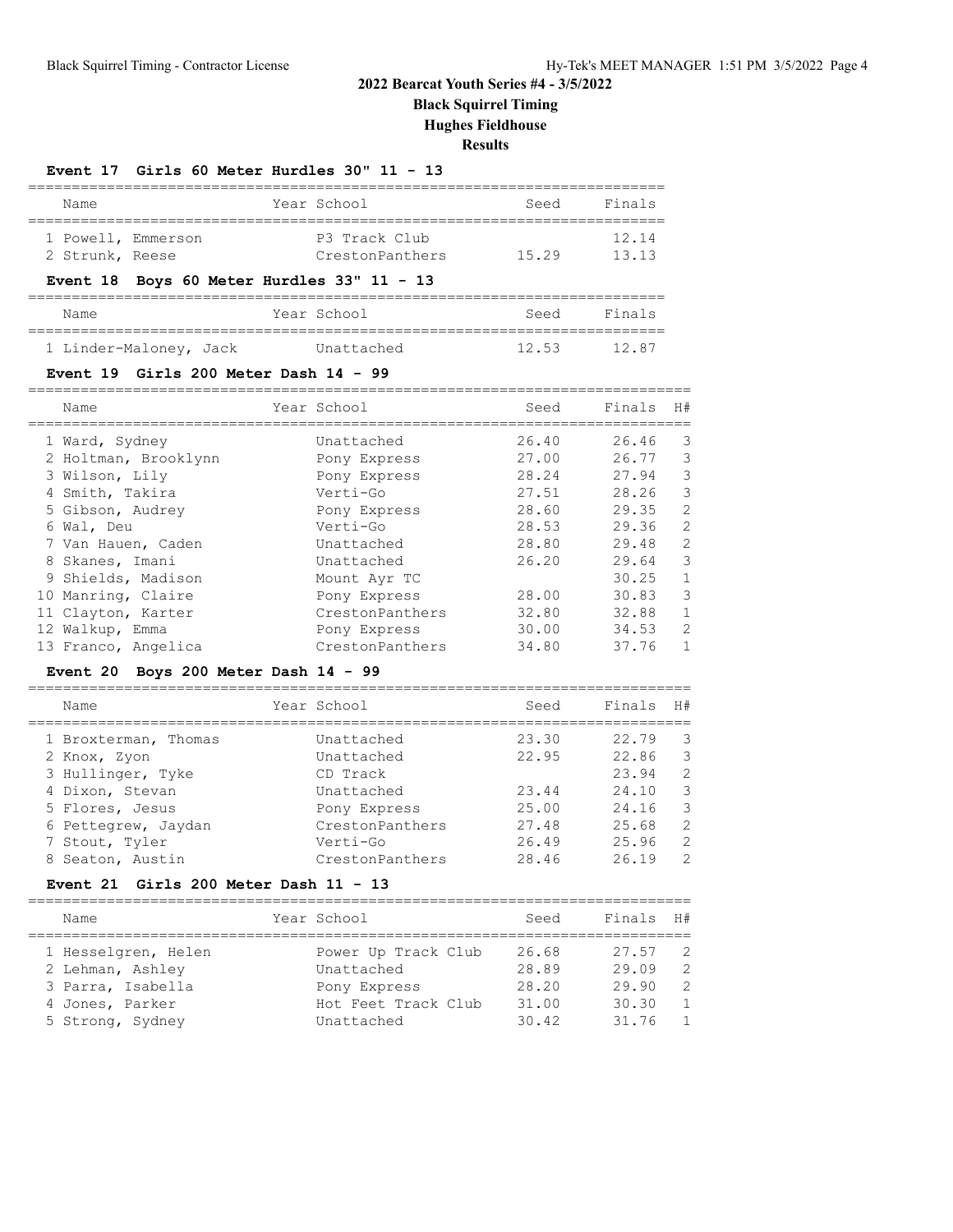## 2022 Bearcat Youth Series #4 - 3/5/2022

**Black Squirrel Timing**

**Hughes Fieldhouse**

**Results**

### Event 17 Girls 60 Meter Hurdles 30" 11 - 13

| | Name | Year | School | Seed | Finals |
|---|---|---|---|---|---|
| 1 | Powell, Emmerson | | P3 Track Club | | 12.14 |
| 2 | Strunk, Reese | | CrestonPanthers | 15.29 | 13.13 |

### Event 18 Boys 60 Meter Hurdles 33" 11 - 13

| | Name | Year | School | Seed | Finals |
|---|---|---|---|---|---|
| 1 | Linder-Maloney, Jack | | Unattached | 12.53 | 12.87 |

### Event 19 Girls 200 Meter Dash 14 - 99

| | Name | Year | School | Seed | Finals | H# |
|---|---|---|---|---|---|---|
| 1 | Ward, Sydney | | Unattached | 26.40 | 26.46 | 3 |
| 2 | Holtman, Brooklynn | | Pony Express | 27.00 | 26.77 | 3 |
| 3 | Wilson, Lily | | Pony Express | 28.24 | 27.94 | 3 |
| 4 | Smith, Takira | | Verti-Go | 27.51 | 28.26 | 3 |
| 5 | Gibson, Audrey | | Pony Express | 28.60 | 29.35 | 2 |
| 6 | Wal, Deu | | Verti-Go | 28.53 | 29.36 | 2 |
| 7 | Van Hauen, Caden | | Unattached | 28.80 | 29.48 | 2 |
| 8 | Skanes, Imani | | Unattached | 26.20 | 29.64 | 3 |
| 9 | Shields, Madison | | Mount Ayr TC | | 30.25 | 1 |
| 10 | Manring, Claire | | Pony Express | 28.00 | 30.83 | 3 |
| 11 | Clayton, Karter | | CrestonPanthers | 32.80 | 32.88 | 1 |
| 12 | Walkup, Emma | | Pony Express | 30.00 | 34.53 | 2 |
| 13 | Franco, Angelica | | CrestonPanthers | 34.80 | 37.76 | 1 |

### Event 20 Boys 200 Meter Dash 14 - 99

| | Name | Year | School | Seed | Finals | H# |
|---|---|---|---|---|---|---|
| 1 | Broxterman, Thomas | | Unattached | 23.30 | 22.79 | 3 |
| 2 | Knox, Zyon | | Unattached | 22.95 | 22.86 | 3 |
| 3 | Hullinger, Tyke | | CD Track | | 23.94 | 2 |
| 4 | Dixon, Stevan | | Unattached | 23.44 | 24.10 | 3 |
| 5 | Flores, Jesus | | Pony Express | 25.00 | 24.16 | 3 |
| 6 | Pettegrew, Jaydan | | CrestonPanthers | 27.48 | 25.68 | 2 |
| 7 | Stout, Tyler | | Verti-Go | 26.49 | 25.96 | 2 |
| 8 | Seaton, Austin | | CrestonPanthers | 28.46 | 26.19 | 2 |

### Event 21 Girls 200 Meter Dash 11 - 13

| | Name | Year | School | Seed | Finals | H# |
|---|---|---|---|---|---|---|
| 1 | Hesselgren, Helen | | Power Up Track Club | 26.68 | 27.57 | 2 |
| 2 | Lehman, Ashley | | Unattached | 28.89 | 29.09 | 2 |
| 3 | Parra, Isabella | | Pony Express | 28.20 | 29.90 | 2 |
| 4 | Jones, Parker | | Hot Feet Track Club | 31.00 | 30.30 | 1 |
| 5 | Strong, Sydney | | Unattached | 30.42 | 31.76 | 1 |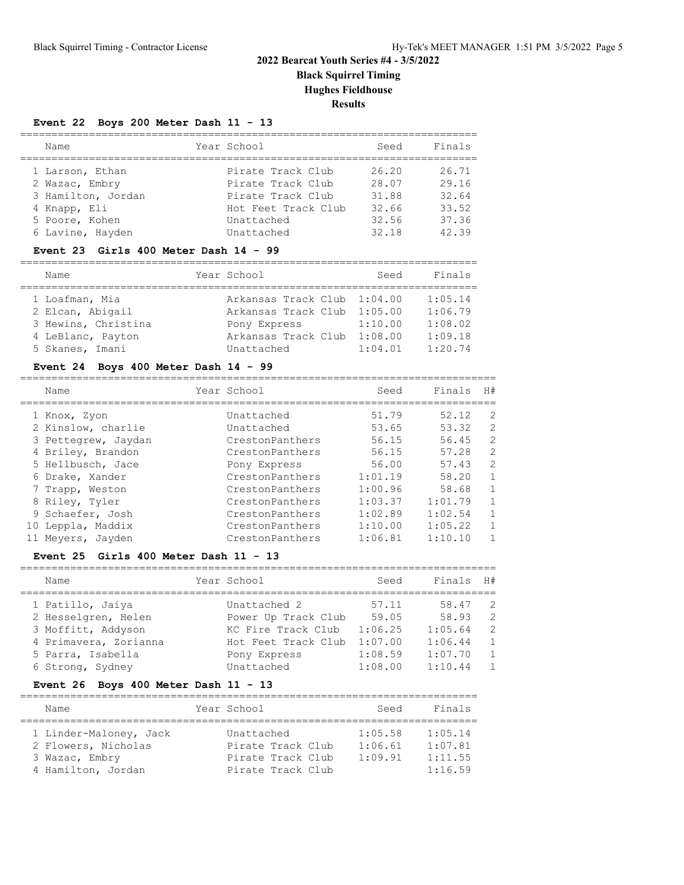# 2022 Bearcat Youth Series #4 - 3/5/2022

## Black Squirrel Timing

## Hughes Fieldhouse

## Results

### Event 22 Boys 200 Meter Dash 11 - 13

| | Name | Year | School | Seed | Finals |
|---|---|---|---|---|---|
| 1 | Larson, Ethan | | Pirate Track Club | 26.20 | 26.71 |
| 2 | Wazac, Embry | | Pirate Track Club | 28.07 | 29.16 |
| 3 | Hamilton, Jordan | | Pirate Track Club | 31.88 | 32.64 |
| 4 | Knapp, Eli | | Hot Feet Track Club | 32.66 | 33.52 |
| 5 | Poore, Kohen | | Unattached | 32.56 | 37.36 |
| 6 | Lavine, Hayden | | Unattached | 32.18 | 42.39 |

### Event 23 Girls 400 Meter Dash 14 - 99

| | Name | Year | School | Seed | Finals |
|---|---|---|---|---|---|
| 1 | Loafman, Mia | | Arkansas Track Club | 1:04.00 | 1:05.14 |
| 2 | Elcan, Abigail | | Arkansas Track Club | 1:05.00 | 1:06.79 |
| 3 | Hewins, Christina | | Pony Express | 1:10.00 | 1:08.02 |
| 4 | LeBlanc, Payton | | Arkansas Track Club | 1:08.00 | 1:09.18 |
| 5 | Skanes, Imani | | Unattached | 1:04.01 | 1:20.74 |

### Event 24 Boys 400 Meter Dash 14 - 99

| | Name | Year | School | Seed | Finals | H# |
|---|---|---|---|---|---|---|
| 1 | Knox, Zyon | | Unattached | 51.79 | 52.12 | 2 |
| 2 | Kinslow, charlie | | Unattached | 53.65 | 53.32 | 2 |
| 3 | Pettegrew, Jaydan | | CrestonPanthers | 56.15 | 56.45 | 2 |
| 4 | Briley, Brandon | | CrestonPanthers | 56.15 | 57.28 | 2 |
| 5 | Hellbusch, Jace | | Pony Express | 56.00 | 57.43 | 2 |
| 6 | Drake, Xander | | CrestonPanthers | 1:01.19 | 58.20 | 1 |
| 7 | Trapp, Weston | | CrestonPanthers | 1:00.96 | 58.68 | 1 |
| 8 | Riley, Tyler | | CrestonPanthers | 1:03.37 | 1:01.79 | 1 |
| 9 | Schaefer, Josh | | CrestonPanthers | 1:02.89 | 1:02.54 | 1 |
| 10 | Leppla, Maddix | | CrestonPanthers | 1:10.00 | 1:05.22 | 1 |
| 11 | Meyers, Jayden | | CrestonPanthers | 1:06.81 | 1:10.10 | 1 |

### Event 25 Girls 400 Meter Dash 11 - 13

| | Name | Year | School | Seed | Finals | H# |
|---|---|---|---|---|---|---|
| 1 | Patillo, Jaiya | | Unattached 2 | 57.11 | 58.47 | 2 |
| 2 | Hesselgren, Helen | | Power Up Track Club | 59.05 | 58.93 | 2 |
| 3 | Moffitt, Addyson | | KC Fire Track Club | 1:06.25 | 1:05.64 | 2 |
| 4 | Primavera, Zorianna | | Hot Feet Track Club | 1:07.00 | 1:06.44 | 1 |
| 5 | Parra, Isabella | | Pony Express | 1:08.59 | 1:07.70 | 1 |
| 6 | Strong, Sydney | | Unattached | 1:08.00 | 1:10.44 | 1 |

### Event 26 Boys 400 Meter Dash 11 - 13

| | Name | Year | School | Seed | Finals |
|---|---|---|---|---|---|
| 1 | Linder-Maloney, Jack | | Unattached | 1:05.58 | 1:05.14 |
| 2 | Flowers, Nicholas | | Pirate Track Club | 1:06.61 | 1:07.81 |
| 3 | Wazac, Embry | | Pirate Track Club | 1:09.91 | 1:11.55 |
| 4 | Hamilton, Jordan | | Pirate Track Club | | 1:16.59 |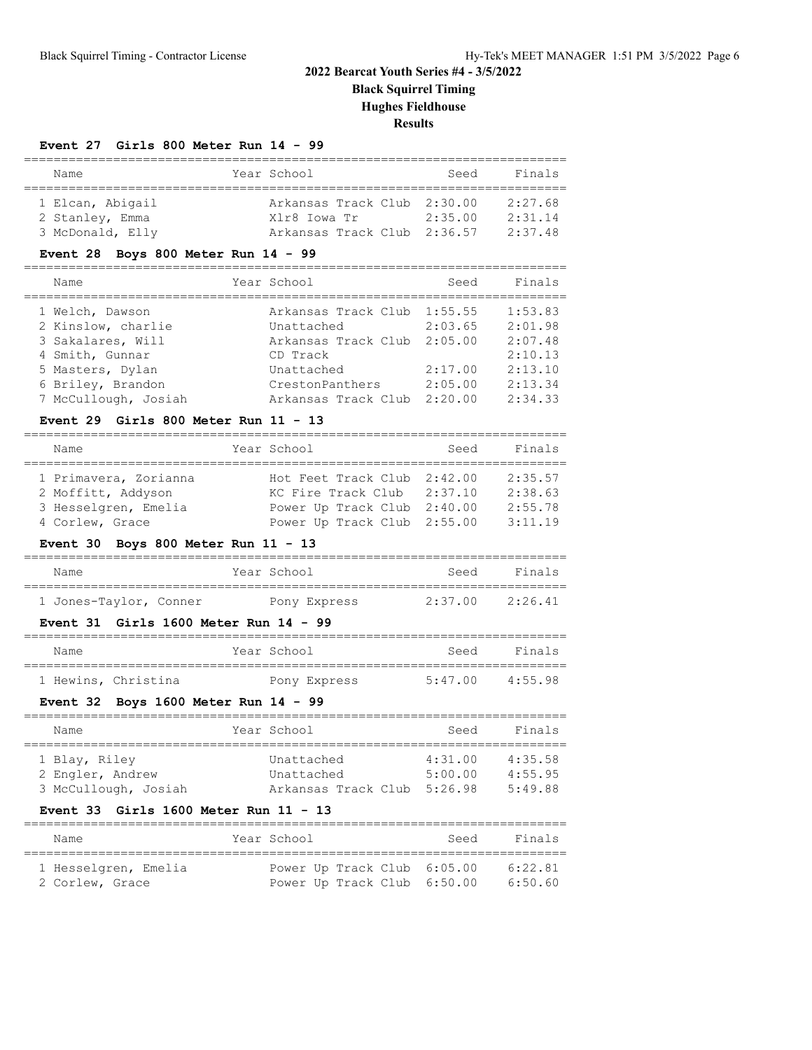# 2022 Bearcat Youth Series #4 - 3/5/2022

## Black Squirrel Timing

## Hughes Fieldhouse

## Results

### Event 27 Girls 800 Meter Run 14 - 99

| Name | Year | School | Seed | Finals |
|---|---|---|---|---|
| 1 Elcan, Abigail | | Arkansas Track Club | 2:30.00 | 2:27.68 |
| 2 Stanley, Emma | | Xlr8 Iowa Tr | 2:35.00 | 2:31.14 |
| 3 McDonald, Elly | | Arkansas Track Club | 2:36.57 | 2:37.48 |

### Event 28 Boys 800 Meter Run 14 - 99

| Name | Year | School | Seed | Finals |
|---|---|---|---|---|
| 1 Welch, Dawson | | Arkansas Track Club | 1:55.55 | 1:53.83 |
| 2 Kinslow, charlie | | Unattached | 2:03.65 | 2:01.98 |
| 3 Sakalares, Will | | Arkansas Track Club | 2:05.00 | 2:07.48 |
| 4 Smith, Gunnar | | CD Track | | 2:10.13 |
| 5 Masters, Dylan | | Unattached | 2:17.00 | 2:13.10 |
| 6 Briley, Brandon | | CrestonPanthers | 2:05.00 | 2:13.34 |
| 7 McCullough, Josiah | | Arkansas Track Club | 2:20.00 | 2:34.33 |

### Event 29 Girls 800 Meter Run 11 - 13

| Name | Year | School | Seed | Finals |
|---|---|---|---|---|
| 1 Primavera, Zorianna | | Hot Feet Track Club | 2:42.00 | 2:35.57 |
| 2 Moffitt, Addyson | | KC Fire Track Club | 2:37.10 | 2:38.63 |
| 3 Hesselgren, Emelia | | Power Up Track Club | 2:40.00 | 2:55.78 |
| 4 Corlew, Grace | | Power Up Track Club | 2:55.00 | 3:11.19 |

### Event 30 Boys 800 Meter Run 11 - 13

| Name | Year | School | Seed | Finals |
|---|---|---|---|---|
| 1 Jones-Taylor, Conner | | Pony Express | 2:37.00 | 2:26.41 |

### Event 31 Girls 1600 Meter Run 14 - 99

| Name | Year | School | Seed | Finals |
|---|---|---|---|---|
| 1 Hewins, Christina | | Pony Express | 5:47.00 | 4:55.98 |

### Event 32 Boys 1600 Meter Run 14 - 99

| Name | Year | School | Seed | Finals |
|---|---|---|---|---|
| 1 Blay, Riley | | Unattached | 4:31.00 | 4:35.58 |
| 2 Engler, Andrew | | Unattached | 5:00.00 | 4:55.95 |
| 3 McCullough, Josiah | | Arkansas Track Club | 5:26.98 | 5:49.88 |

### Event 33 Girls 1600 Meter Run 11 - 13

| Name | Year | School | Seed | Finals |
|---|---|---|---|---|
| 1 Hesselgren, Emelia | | Power Up Track Club | 6:05.00 | 6:22.81 |
| 2 Corlew, Grace | | Power Up Track Club | 6:50.00 | 6:50.60 |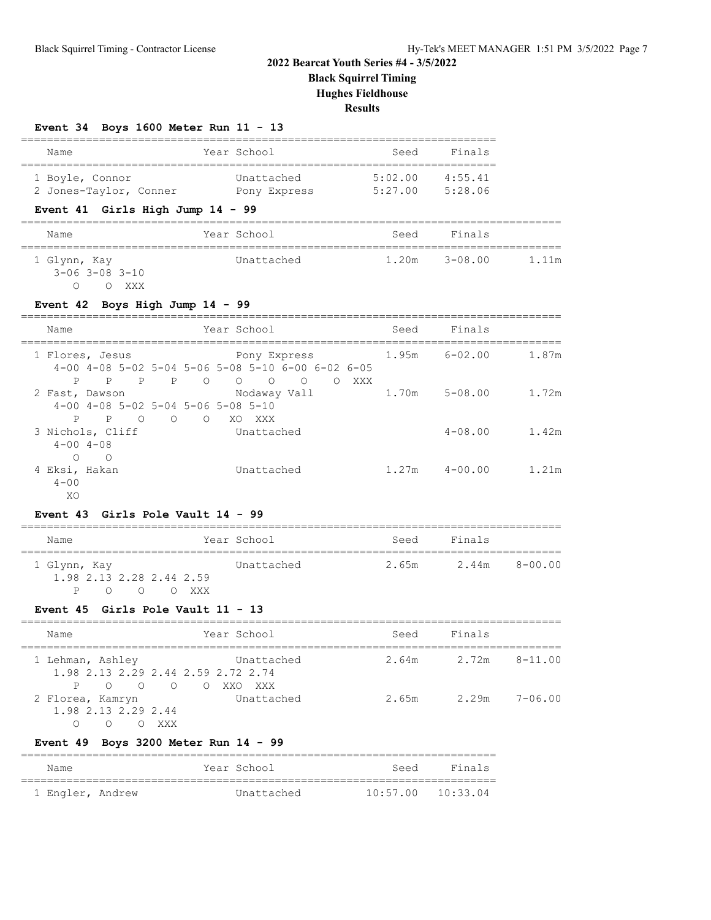## 2022 Bearcat Youth Series #4 - 3/5/2022

**Black Squirrel Timing**

**Hughes Fieldhouse**

**Results**

### Event 34 Boys 1600 Meter Run 11 - 13

| Name | Year | School | Seed | Finals |
|---|---|---|---|---|
| 1 Boyle, Connor | | Unattached | 5:02.00 | 4:55.41 |
| 2 Jones-Taylor, Conner | | Pony Express | 5:27.00 | 5:28.06 |

### Event 41 Girls High Jump 14 - 99

| Name | Year | School | Seed | Finals | |
|---|---|---|---|---|---|
| 1 Glynn, Kay | | Unattached | 1.20m | 3-08.00 | 1.11m |

```
  3-06 3-08 3-10
     O    O  XXX
```

### Event 42 Boys High Jump 14 - 99

| Name | Year | School | Seed | Finals | |
|---|---|---|---|---|---|
| 1 Flores, Jesus | | Pony Express | 1.95m | 6-02.00 | 1.87m |
| 2 Fast, Dawson | | Nodaway Vall | 1.70m | 5-08.00 | 1.72m |
| 3 Nichols, Cliff | | Unattached | | 4-08.00 | 1.42m |
| 4 Eksi, Hakan | | Unattached | 1.27m | 4-00.00 | 1.21m |

```
1 Flores, Jesus
  4-00 4-08 5-02 5-04 5-06 5-08 5-10 6-00 6-02 6-05
     P    P    P    P    O    O    O    O    O  XXX
2 Fast, Dawson
  4-00 4-08 5-02 5-04 5-06 5-08 5-10
     P    P    O    O    O   XO  XXX
3 Nichols, Cliff
  4-00 4-08
     O    O
4 Eksi, Hakan
  4-00
    XO
```

### Event 43 Girls Pole Vault 14 - 99

| Name | Year | School | Seed | Finals | |
|---|---|---|---|---|---|
| 1 Glynn, Kay | | Unattached | 2.65m | 2.44m | 8-00.00 |

```
  1.98 2.13 2.28 2.44 2.59
     P    O    O    O  XXX
```

### Event 45 Girls Pole Vault 11 - 13

| Name | Year | School | Seed | Finals | |
|---|---|---|---|---|---|
| 1 Lehman, Ashley | | Unattached | 2.64m | 2.72m | 8-11.00 |
| 2 Florea, Kamryn | | Unattached | 2.65m | 2.29m | 7-06.00 |

```
1 Lehman, Ashley
  1.98 2.13 2.29 2.44 2.59 2.72 2.74
     P    O    O    O    O  XXO  XXX
2 Florea, Kamryn
  1.98 2.13 2.29 2.44
     O    O    O  XXX
```

### Event 49 Boys 3200 Meter Run 14 - 99

| Name | Year | School | Seed | Finals |
|---|---|---|---|---|
| 1 Engler, Andrew | | Unattached | 10:57.00 | 10:33.04 |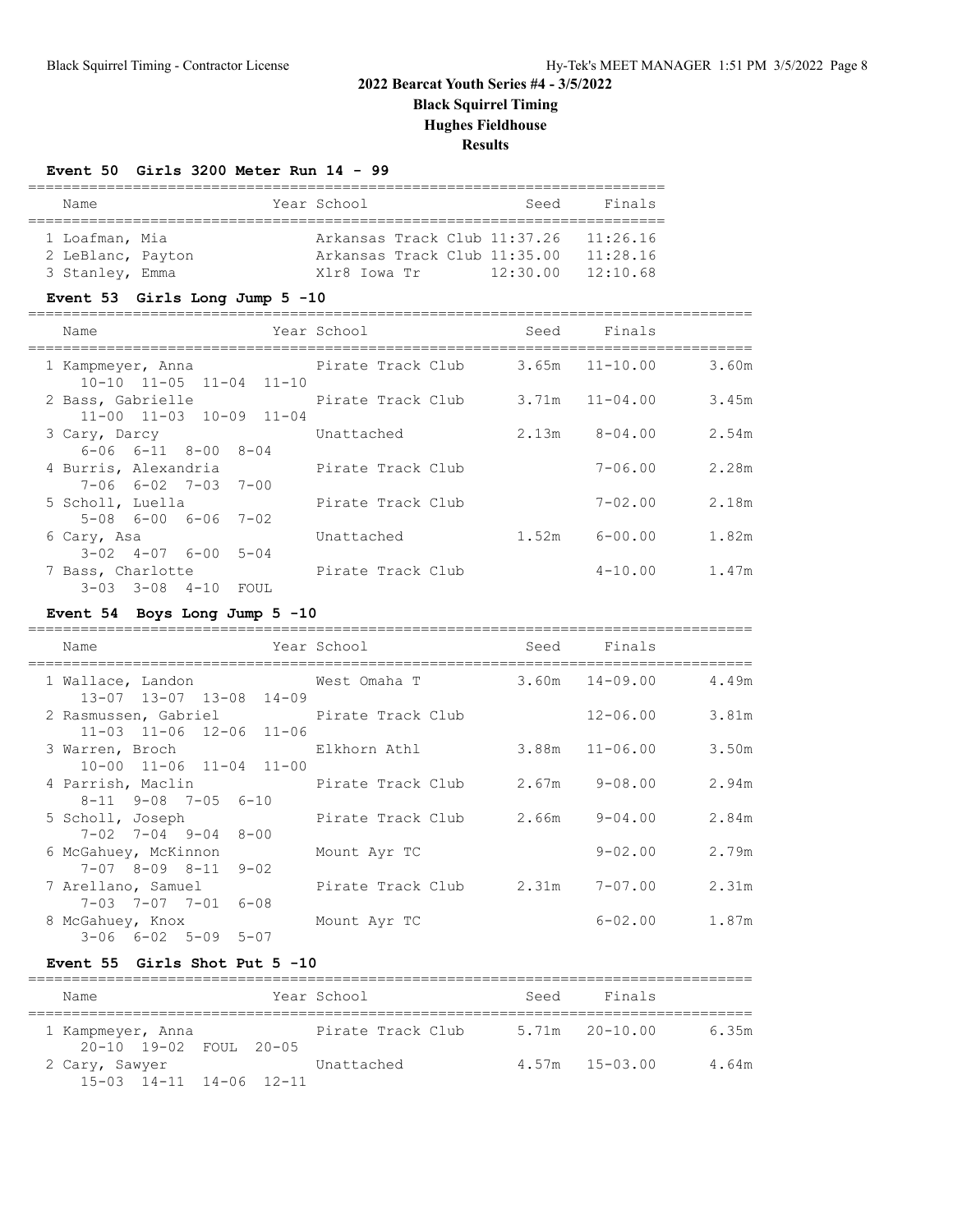# 2022 Bearcat Youth Series #4 - 3/5/2022

## Black Squirrel Timing

## Hughes Fieldhouse

## Results

### Event 50 Girls 3200 Meter Run 14 - 99

| Name | Year | School | Seed | Finals |
|---|---|---|---|---|
| 1 Loafman, Mia | | Arkansas Track Club | 11:37.26 | 11:26.16 |
| 2 LeBlanc, Payton | | Arkansas Track Club | 11:35.00 | 11:28.16 |
| 3 Stanley, Emma | | Xlr8 Iowa Tr | 12:30.00 | 12:10.68 |

### Event 53 Girls Long Jump 5 -10

| Name | Year | School | Seed | Finals | |
|---|---|---|---|---|---|
| 1 Kampmeyer, Anna | | Pirate Track Club | 3.65m | 11-10.00 | 3.60m |
| 10-10 11-05 11-04 11-10 | | | | | |
| 2 Bass, Gabrielle | | Pirate Track Club | 3.71m | 11-04.00 | 3.45m |
| 11-00 11-03 10-09 11-04 | | | | | |
| 3 Cary, Darcy | | Unattached | 2.13m | 8-04.00 | 2.54m |
| 6-06 6-11 8-00 8-04 | | | | | |
| 4 Burris, Alexandria | | Pirate Track Club | | 7-06.00 | 2.28m |
| 7-06 6-02 7-03 7-00 | | | | | |
| 5 Scholl, Luella | | Pirate Track Club | | 7-02.00 | 2.18m |
| 5-08 6-00 6-06 7-02 | | | | | |
| 6 Cary, Asa | | Unattached | 1.52m | 6-00.00 | 1.82m |
| 3-02 4-07 6-00 5-04 | | | | | |
| 7 Bass, Charlotte | | Pirate Track Club | | 4-10.00 | 1.47m |
| 3-03 3-08 4-10 FOUL | | | | | |

### Event 54 Boys Long Jump 5 -10

| Name | Year | School | Seed | Finals | |
|---|---|---|---|---|---|
| 1 Wallace, Landon | | West Omaha T | 3.60m | 14-09.00 | 4.49m |
| 13-07 13-07 13-08 14-09 | | | | | |
| 2 Rasmussen, Gabriel | | Pirate Track Club | | 12-06.00 | 3.81m |
| 11-03 11-06 12-06 11-06 | | | | | |
| 3 Warren, Broch | | Elkhorn Athl | 3.88m | 11-06.00 | 3.50m |
| 10-00 11-06 11-04 11-00 | | | | | |
| 4 Parrish, Maclin | | Pirate Track Club | 2.67m | 9-08.00 | 2.94m |
| 8-11 9-08 7-05 6-10 | | | | | |
| 5 Scholl, Joseph | | Pirate Track Club | 2.66m | 9-04.00 | 2.84m |
| 7-02 7-04 9-04 8-00 | | | | | |
| 6 McGahuey, McKinnon | | Mount Ayr TC | | 9-02.00 | 2.79m |
| 7-07 8-09 8-11 9-02 | | | | | |
| 7 Arellano, Samuel | | Pirate Track Club | 2.31m | 7-07.00 | 2.31m |
| 7-03 7-07 7-01 6-08 | | | | | |
| 8 McGahuey, Knox | | Mount Ayr TC | | 6-02.00 | 1.87m |
| 3-06 6-02 5-09 5-07 | | | | | |

### Event 55 Girls Shot Put 5 -10

| Name | Year | School | Seed | Finals | |
|---|---|---|---|---|---|
| 1 Kampmeyer, Anna | | Pirate Track Club | 5.71m | 20-10.00 | 6.35m |
| 20-10 19-02 FOUL 20-05 | | | | | |
| 2 Cary, Sawyer | | Unattached | 4.57m | 15-03.00 | 4.64m |
| 15-03 14-11 14-06 12-11 | | | | | |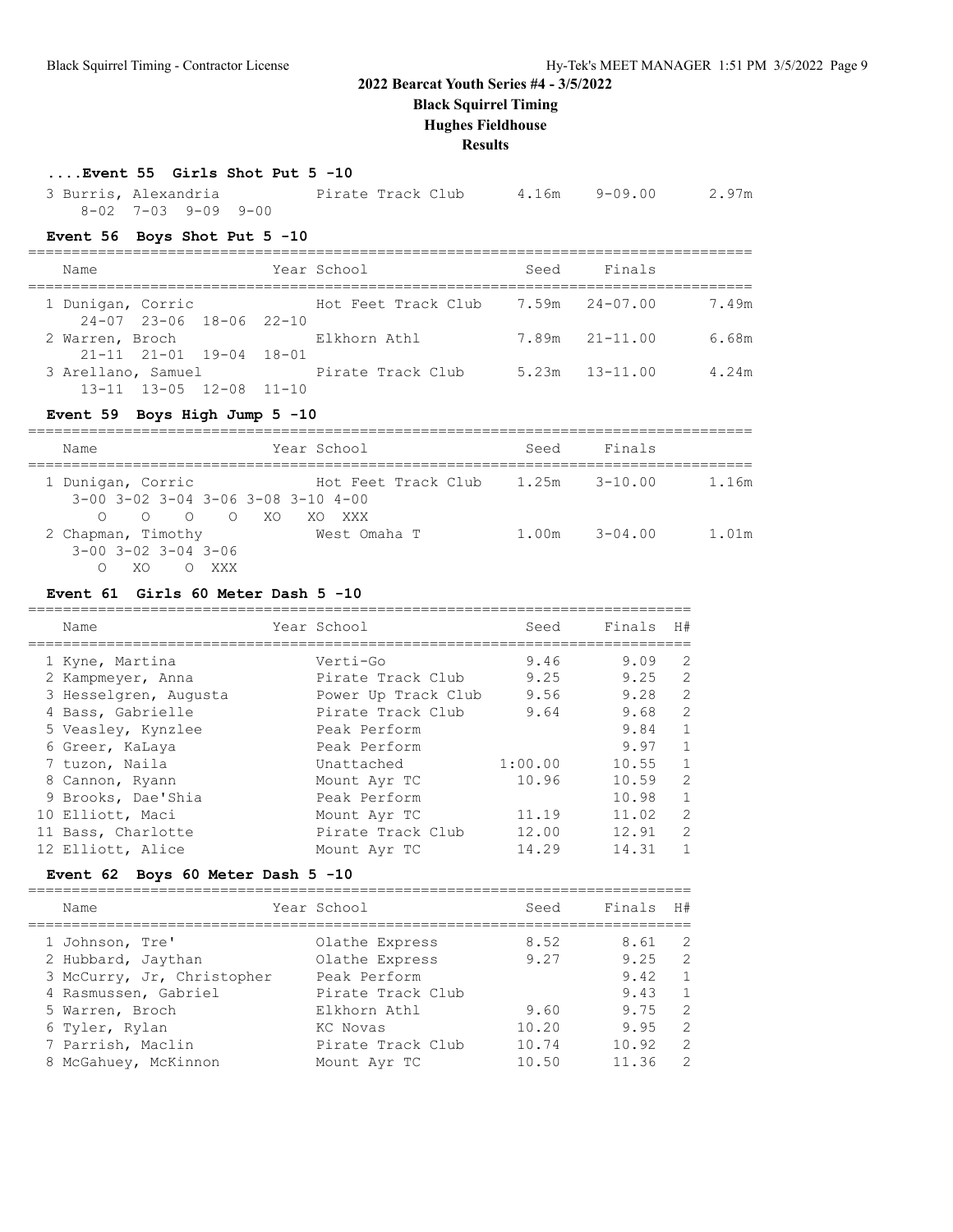## 2022 Bearcat Youth Series #4 - 3/5/2022

**Black Squirrel Timing**

**Hughes Fieldhouse**

**Results**

### ....Event 55 Girls Shot Put 5 -10

| Name | Year | School | Seed | Finals | |
|---|---|---|---|---|---|
| 3 Burris, Alexandria | | Pirate Track Club | 4.16m | 9-09.00 | 2.97m |
| 8-02 7-03 9-09 9-00 | | | | | |

### Event 56 Boys Shot Put 5 -10

| Name | Year | School | Seed | Finals | |
|---|---|---|---|---|---|
| 1 Dunigan, Corric | | Hot Feet Track Club | 7.59m | 24-07.00 | 7.49m |
| 24-07 23-06 18-06 22-10 | | | | | |
| 2 Warren, Broch | | Elkhorn Athl | 7.89m | 21-11.00 | 6.68m |
| 21-11 21-01 19-04 18-01 | | | | | |
| 3 Arellano, Samuel | | Pirate Track Club | 5.23m | 13-11.00 | 4.24m |
| 13-11 13-05 12-08 11-10 | | | | | |

### Event 59 Boys High Jump 5 -10

| Name | Year | School | Seed | Finals | |
|---|---|---|---|---|---|
| 1 Dunigan, Corric | | Hot Feet Track Club | 1.25m | 3-10.00 | 1.16m |
| 3-00 3-02 3-04 3-06 3-08 3-10 4-00 | | | | | |
| O O O O XO XO XXX | | | | | |
| 2 Chapman, Timothy | | West Omaha T | 1.00m | 3-04.00 | 1.01m |
| 3-00 3-02 3-04 3-06 | | | | | |
| O XO O XXX | | | | | |

### Event 61 Girls 60 Meter Dash 5 -10

| Name | Year | School | Seed | Finals | H# |
|---|---|---|---|---|---|
| 1 Kyne, Martina | | Verti-Go | 9.46 | 9.09 | 2 |
| 2 Kampmeyer, Anna | | Pirate Track Club | 9.25 | 9.25 | 2 |
| 3 Hesselgren, Augusta | | Power Up Track Club | 9.56 | 9.28 | 2 |
| 4 Bass, Gabrielle | | Pirate Track Club | 9.64 | 9.68 | 2 |
| 5 Veasley, Kynzlee | | Peak Perform | | 9.84 | 1 |
| 6 Greer, KaLaya | | Peak Perform | | 9.97 | 1 |
| 7 tuzon, Naila | | Unattached | 1:00.00 | 10.55 | 1 |
| 8 Cannon, Ryann | | Mount Ayr TC | 10.96 | 10.59 | 2 |
| 9 Brooks, Dae'Shia | | Peak Perform | | 10.98 | 1 |
| 10 Elliott, Maci | | Mount Ayr TC | 11.19 | 11.02 | 2 |
| 11 Bass, Charlotte | | Pirate Track Club | 12.00 | 12.91 | 2 |
| 12 Elliott, Alice | | Mount Ayr TC | 14.29 | 14.31 | 1 |

### Event 62 Boys 60 Meter Dash 5 -10

| Name | Year | School | Seed | Finals | H# |
|---|---|---|---|---|---|
| 1 Johnson, Tre' | | Olathe Express | 8.52 | 8.61 | 2 |
| 2 Hubbard, Jaythan | | Olathe Express | 9.27 | 9.25 | 2 |
| 3 McCurry, Jr, Christopher | | Peak Perform | | 9.42 | 1 |
| 4 Rasmussen, Gabriel | | Pirate Track Club | | 9.43 | 1 |
| 5 Warren, Broch | | Elkhorn Athl | 9.60 | 9.75 | 2 |
| 6 Tyler, Rylan | | KC Novas | 10.20 | 9.95 | 2 |
| 7 Parrish, Maclin | | Pirate Track Club | 10.74 | 10.92 | 2 |
| 8 McGahuey, McKinnon | | Mount Ayr TC | 10.50 | 11.36 | 2 |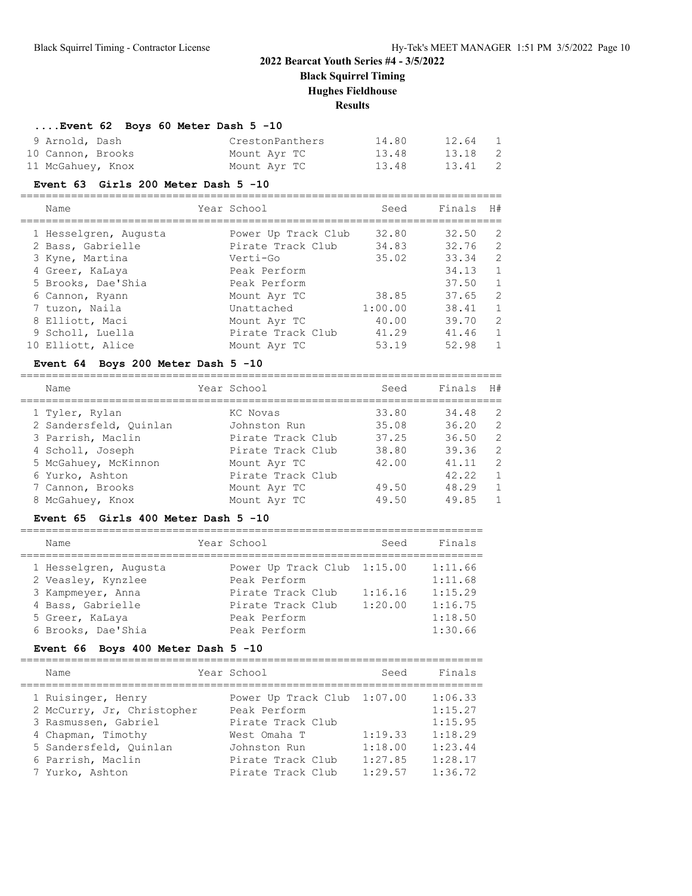## 2022 Bearcat Youth Series #4 - 3/5/2022

**Black Squirrel Timing**

**Hughes Fieldhouse**

**Results**

### ....Event 62 Boys 60 Meter Dash 5 -10

| | Name | Year | School | Seed | Finals | H# |
|---|---|---|---|---|---|---|
| 9 | Arnold, Dash | | CrestonPanthers | 14.80 | 12.64 | 1 |
| 10 | Cannon, Brooks | | Mount Ayr TC | 13.48 | 13.18 | 2 |
| 11 | McGahuey, Knox | | Mount Ayr TC | 13.48 | 13.41 | 2 |

### Event 63 Girls 200 Meter Dash 5 -10

| | Name | Year | School | Seed | Finals | H# |
|---|---|---|---|---|---|---|
| 1 | Hesselgren, Augusta | | Power Up Track Club | 32.80 | 32.50 | 2 |
| 2 | Bass, Gabrielle | | Pirate Track Club | 34.83 | 32.76 | 2 |
| 3 | Kyne, Martina | | Verti-Go | 35.02 | 33.34 | 2 |
| 4 | Greer, KaLaya | | Peak Perform | | 34.13 | 1 |
| 5 | Brooks, Dae'Shia | | Peak Perform | | 37.50 | 1 |
| 6 | Cannon, Ryann | | Mount Ayr TC | 38.85 | 37.65 | 2 |
| 7 | tuzon, Naila | | Unattached | 1:00.00 | 38.41 | 1 |
| 8 | Elliott, Maci | | Mount Ayr TC | 40.00 | 39.70 | 2 |
| 9 | Scholl, Luella | | Pirate Track Club | 41.29 | 41.46 | 1 |
| 10 | Elliott, Alice | | Mount Ayr TC | 53.19 | 52.98 | 1 |

### Event 64 Boys 200 Meter Dash 5 -10

| | Name | Year | School | Seed | Finals | H# |
|---|---|---|---|---|---|---|
| 1 | Tyler, Rylan | | KC Novas | 33.80 | 34.48 | 2 |
| 2 | Sandersfeld, Quinlan | | Johnston Run | 35.08 | 36.20 | 2 |
| 3 | Parrish, Maclin | | Pirate Track Club | 37.25 | 36.50 | 2 |
| 4 | Scholl, Joseph | | Pirate Track Club | 38.80 | 39.36 | 2 |
| 5 | McGahuey, McKinnon | | Mount Ayr TC | 42.00 | 41.11 | 2 |
| 6 | Yurko, Ashton | | Pirate Track Club | | 42.22 | 1 |
| 7 | Cannon, Brooks | | Mount Ayr TC | 49.50 | 48.29 | 1 |
| 8 | McGahuey, Knox | | Mount Ayr TC | 49.50 | 49.85 | 1 |

### Event 65 Girls 400 Meter Dash 5 -10

| | Name | Year | School | Seed | Finals |
|---|---|---|---|---|---|
| 1 | Hesselgren, Augusta | | Power Up Track Club | 1:15.00 | 1:11.66 |
| 2 | Veasley, Kynzlee | | Peak Perform | | 1:11.68 |
| 3 | Kampmeyer, Anna | | Pirate Track Club | 1:16.16 | 1:15.29 |
| 4 | Bass, Gabrielle | | Pirate Track Club | 1:20.00 | 1:16.75 |
| 5 | Greer, KaLaya | | Peak Perform | | 1:18.50 |
| 6 | Brooks, Dae'Shia | | Peak Perform | | 1:30.66 |

### Event 66 Boys 400 Meter Dash 5 -10

| | Name | Year | School | Seed | Finals |
|---|---|---|---|---|---|
| 1 | Ruisinger, Henry | | Power Up Track Club | 1:07.00 | 1:06.33 |
| 2 | McCurry, Jr, Christopher | | Peak Perform | | 1:15.27 |
| 3 | Rasmussen, Gabriel | | Pirate Track Club | | 1:15.95 |
| 4 | Chapman, Timothy | | West Omaha T | 1:19.33 | 1:18.29 |
| 5 | Sandersfeld, Quinlan | | Johnston Run | 1:18.00 | 1:23.44 |
| 6 | Parrish, Maclin | | Pirate Track Club | 1:27.85 | 1:28.17 |
| 7 | Yurko, Ashton | | Pirate Track Club | 1:29.57 | 1:36.72 |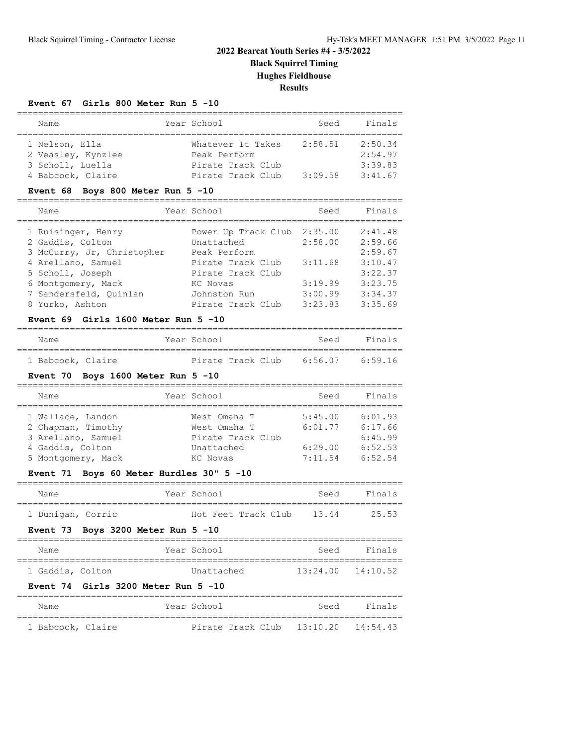## 2022 Bearcat Youth Series #4 - 3/5/2022

**Black Squirrel Timing**

**Hughes Fieldhouse**

**Results**

### Event 67 Girls 800 Meter Run 5 -10

| Name | Year | School | Seed | Finals |
|---|---|---|---|---|
| 1 Nelson, Ella | | Whatever It Takes | 2:58.51 | 2:50.34 |
| 2 Veasley, Kynzlee | | Peak Perform | | 2:54.97 |
| 3 Scholl, Luella | | Pirate Track Club | | 3:39.83 |
| 4 Babcock, Claire | | Pirate Track Club | 3:09.58 | 3:41.67 |

### Event 68 Boys 800 Meter Run 5 -10

| Name | Year | School | Seed | Finals |
|---|---|---|---|---|
| 1 Ruisinger, Henry | | Power Up Track Club | 2:35.00 | 2:41.48 |
| 2 Gaddis, Colton | | Unattached | 2:58.00 | 2:59.66 |
| 3 McCurry, Jr, Christopher | | Peak Perform | | 2:59.67 |
| 4 Arellano, Samuel | | Pirate Track Club | 3:11.68 | 3:10.47 |
| 5 Scholl, Joseph | | Pirate Track Club | | 3:22.37 |
| 6 Montgomery, Mack | | KC Novas | 3:19.99 | 3:23.75 |
| 7 Sandersfeld, Quinlan | | Johnston Run | 3:00.99 | 3:34.37 |
| 8 Yurko, Ashton | | Pirate Track Club | 3:23.83 | 3:35.69 |

### Event 69 Girls 1600 Meter Run 5 -10

| Name | Year | School | Seed | Finals |
|---|---|---|---|---|
| 1 Babcock, Claire | | Pirate Track Club | 6:56.07 | 6:59.16 |

### Event 70 Boys 1600 Meter Run 5 -10

| Name | Year | School | Seed | Finals |
|---|---|---|---|---|
| 1 Wallace, Landon | | West Omaha T | 5:45.00 | 6:01.93 |
| 2 Chapman, Timothy | | West Omaha T | 6:01.77 | 6:17.66 |
| 3 Arellano, Samuel | | Pirate Track Club | | 6:45.99 |
| 4 Gaddis, Colton | | Unattached | 6:29.00 | 6:52.53 |
| 5 Montgomery, Mack | | KC Novas | 7:11.54 | 6:52.54 |

### Event 71 Boys 60 Meter Hurdles 30" 5 -10

| Name | Year | School | Seed | Finals |
|---|---|---|---|---|
| 1 Dunigan, Corric | | Hot Feet Track Club | 13.44 | 25.53 |

### Event 73 Boys 3200 Meter Run 5 -10

| Name | Year | School | Seed | Finals |
|---|---|---|---|---|
| 1 Gaddis, Colton | | Unattached | 13:24.00 | 14:10.52 |

### Event 74 Girls 3200 Meter Run 5 -10

| Name | Year | School | Seed | Finals |
|---|---|---|---|---|
| 1 Babcock, Claire | | Pirate Track Club | 13:10.20 | 14:54.43 |